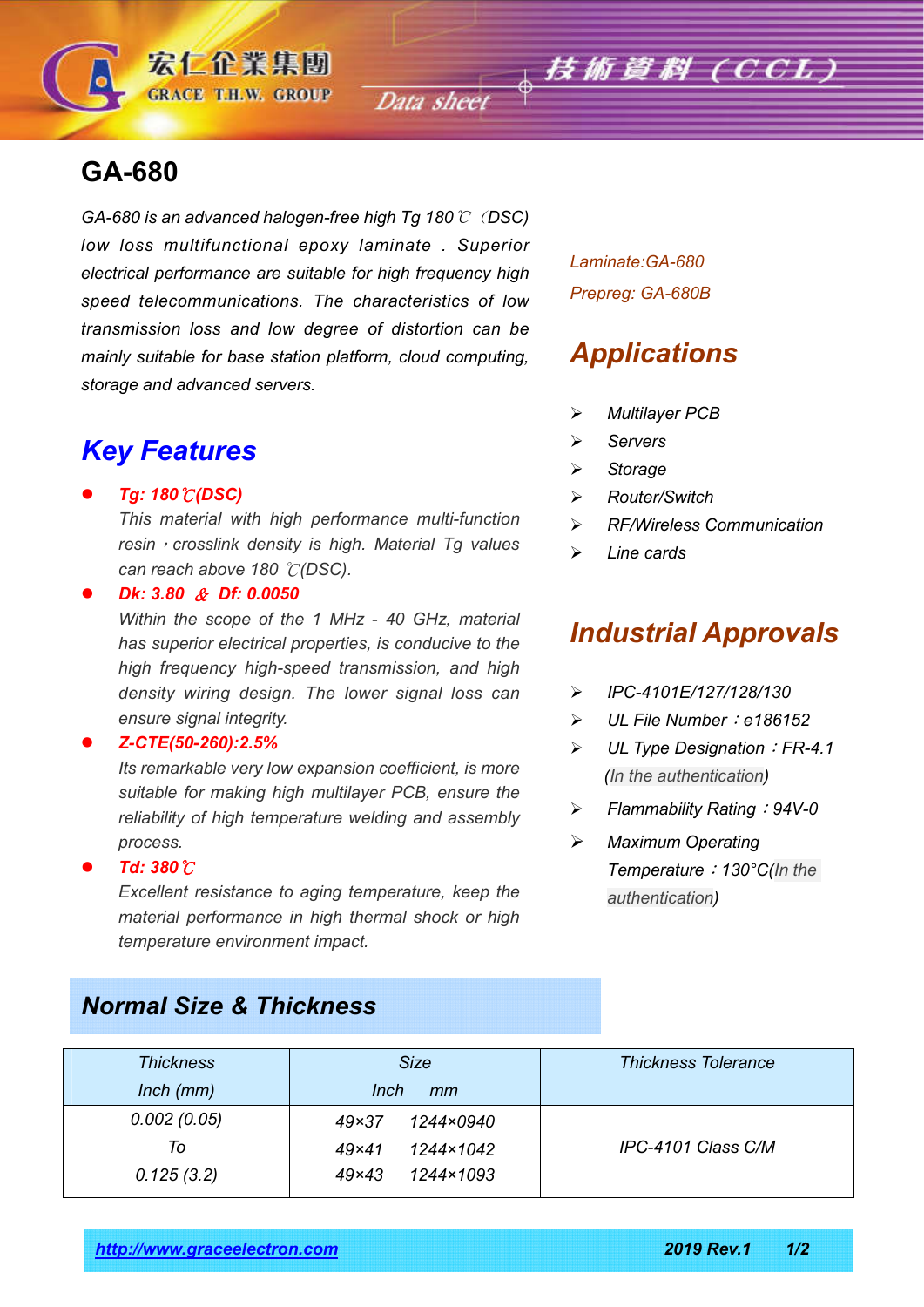# GA-680

*GA-680 is an advanced halogen-free high Tg 180℃（DSC) low loss multifunctional epoxy laminate . Superior electrical performance are suitable for high frequency high speed telecommunications. The characteristics of low transmission loss and low degree of distortion can be mainly suitable for base station platform, cloud computing, storage and advanced servers.*

*Laminate:GA-680*

*Prepreg: GA-680B*

## Key Features

- ***Tg: 180℃(DSC)***

  *This material with high performance multi-function resin，crosslink density is high. Material Tg values can reach above 180 ℃(DSC).*

- ***Dk: 3.80 ＆ Df: 0.0050***

  *Within the scope of the 1 MHz - 40 GHz, material has superior electrical properties, is conducive to the high frequency high-speed transmission, and high density wiring design. The lower signal loss can ensure signal integrity.*

- ***Z-CTE(50-260):2.5%***

  *Its remarkable very low expansion coefficient, is more suitable for making high multilayer PCB, ensure the reliability of high temperature welding and assembly process.*

- ***Td: 380℃***

  *Excellent resistance to aging temperature, keep the material performance in high thermal shock or high temperature environment impact.*

## Applications

- *Multilayer PCB*
- *Servers*
- *Storage*
- *Router/Switch*
- *RF/Wireless Communication*
- *Line cards*

## Industrial Approvals

- *IPC-4101E/127/128/130*
- *UL File Number：e186152*
- *UL Type Designation：FR-4.1 (In the authentication)*
- *Flammability Rating：94V-0*
- *Maximum Operating Temperature：130°C(In the authentication)*

## Normal Size & Thickness

| Thickness Inch (mm) | Size Inch mm | Thickness Tolerance |
|---|---|---|
| 0.002 (0.05) To 0.125 (3.2) | 49×37 1244×0940<br>49×41 1244×1042<br>49×43 1244×1093 | IPC-4101 Class C/M |

http://www.graceelectron.com 2019 Rev.1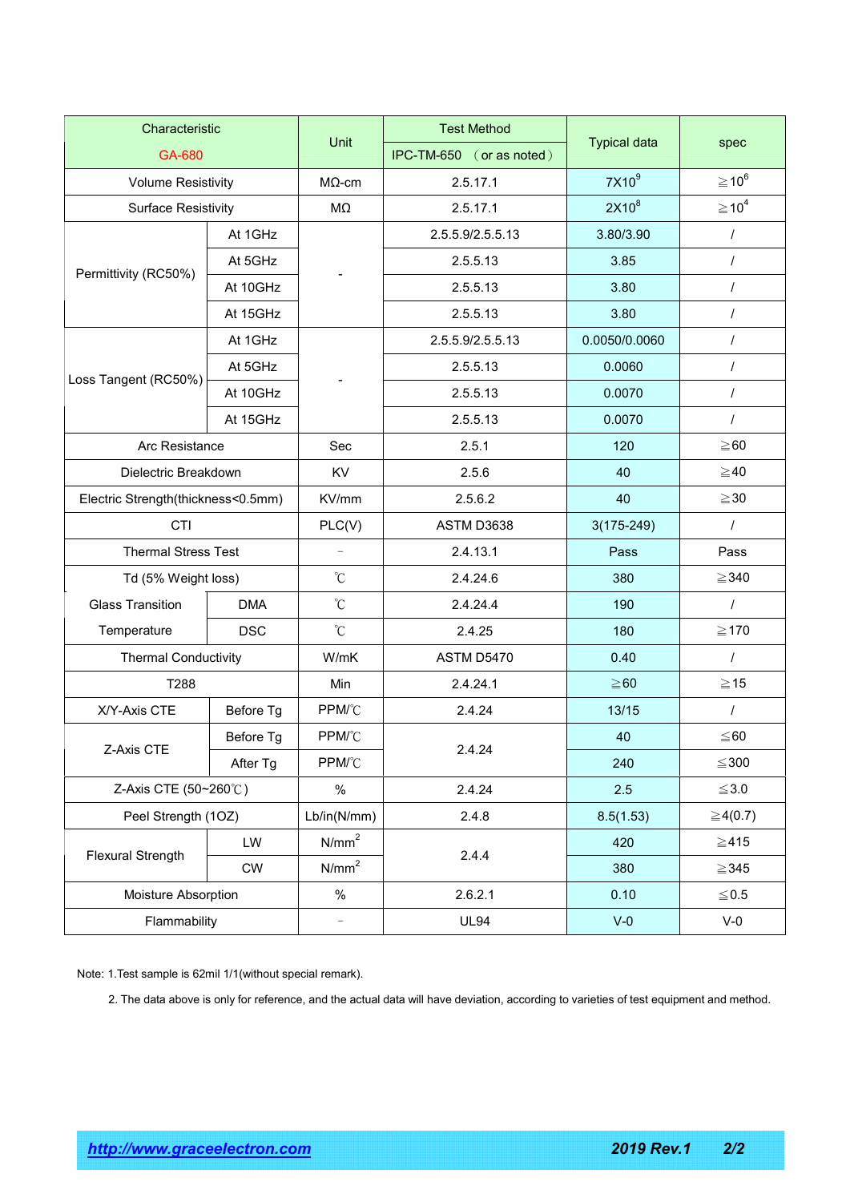| Characteristic GA-680 | | Unit | Test Method IPC-TM-650 (or as noted) | Typical data | spec |
|---|---|---|---|---|---|
| Volume Resistivity | | MΩ-cm | 2.5.17.1 | $7X10^9$ | ≧$10^6$ |
| Surface Resistivity | | MΩ | 2.5.17.1 | $2X10^8$ | ≧$10^4$ |
| Permittivity (RC50%) | At 1GHz | - | 2.5.5.9/2.5.5.13 | 3.80/3.90 | / |
| | At 5GHz | | 2.5.5.13 | 3.85 | / |
| | At 10GHz | | 2.5.5.13 | 3.80 | / |
| | At 15GHz | | 2.5.5.13 | 3.80 | / |
| Loss Tangent (RC50%) | At 1GHz | - | 2.5.5.9/2.5.5.13 | 0.0050/0.0060 | / |
| | At 5GHz | | 2.5.5.13 | 0.0060 | / |
| | At 10GHz | | 2.5.5.13 | 0.0070 | / |
| | At 15GHz | | 2.5.5.13 | 0.0070 | / |
| Arc Resistance | | Sec | 2.5.1 | 120 | ≧60 |
| Dielectric Breakdown | | KV | 2.5.6 | 40 | ≧40 |
| Electric Strength(thickness<0.5mm) | | KV/mm | 2.5.6.2 | 40 | ≧30 |
| CTI | | PLC(V) | ASTM D3638 | 3(175-249) | / |
| Thermal Stress Test | | – | 2.4.13.1 | Pass | Pass |
| Td (5% Weight loss) | | ℃ | 2.4.24.6 | 380 | ≧340 |
| Glass Transition Temperature | DMA | ℃ | 2.4.24.4 | 190 | / |
| | DSC | ℃ | 2.4.25 | 180 | ≧170 |
| Thermal Conductivity | | W/mK | ASTM D5470 | 0.40 | / |
| T288 | | Min | 2.4.24.1 | ≧60 | ≧15 |
| X/Y-Axis CTE | Before Tg | PPM/℃ | 2.4.24 | 13/15 | / |
| Z-Axis CTE | Before Tg | PPM/℃ | 2.4.24 | 40 | ≦60 |
| | After Tg | PPM/℃ | | 240 | ≦300 |
| Z-Axis CTE (50~260℃) | | % | 2.4.24 | 2.5 | ≦3.0 |
| Peel Strength (1OZ) | | Lb/in(N/mm) | 2.4.8 | 8.5(1.53) | ≧4(0.7) |
| Flexural Strength | LW | $N/mm^2$ | 2.4.4 | 420 | ≧415 |
| | CW | $N/mm^2$ | | 380 | ≧345 |
| Moisture Absorption | | % | 2.6.2.1 | 0.10 | ≦0.5 |
| Flammability | | – | UL94 | V-0 | V-0 |

Note: 1.Test sample is 62mil 1/1(without special remark).

2. The data above is only for reference, and the actual data will have deviation, according to varieties of test equipment and method.